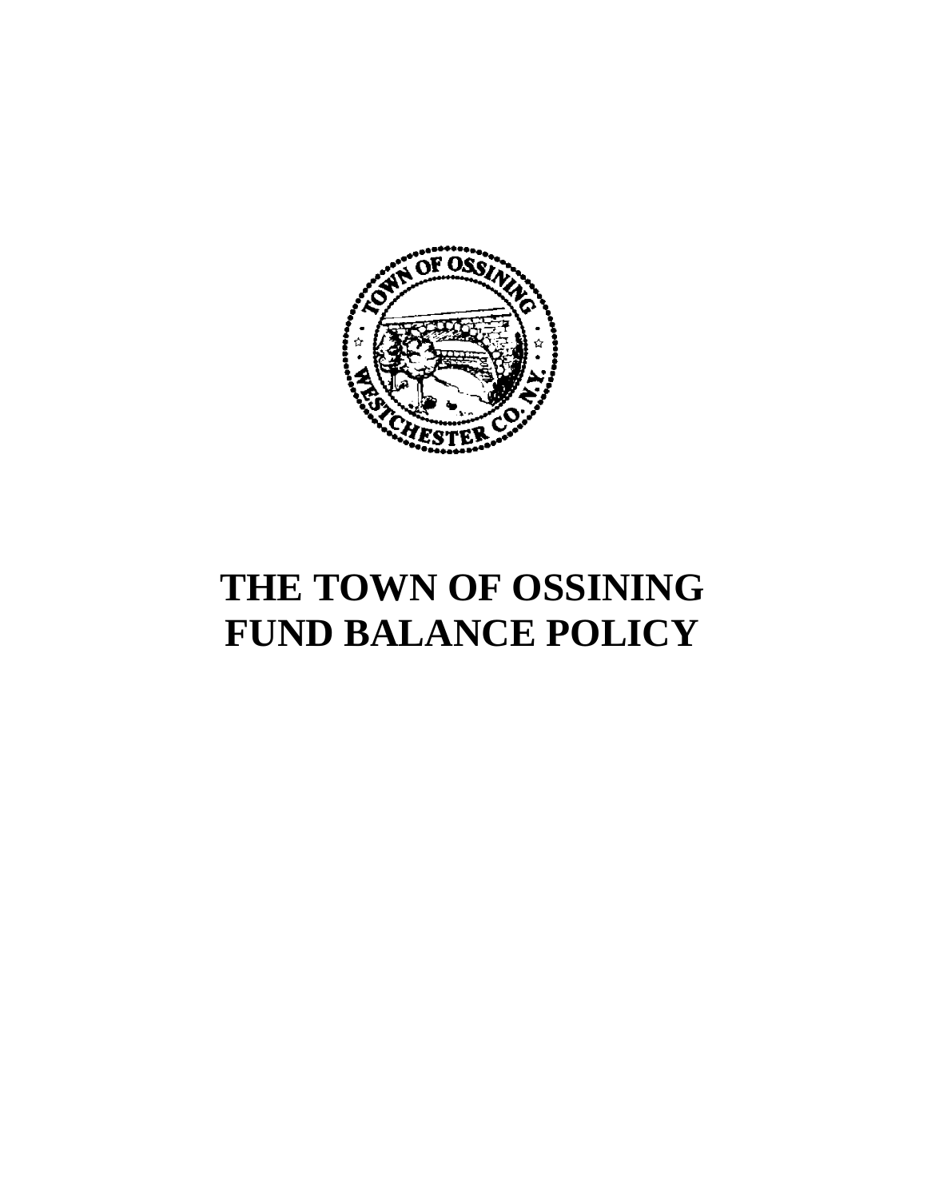# THE TOWN OF OSSINING
# FUND BALANCE POLICY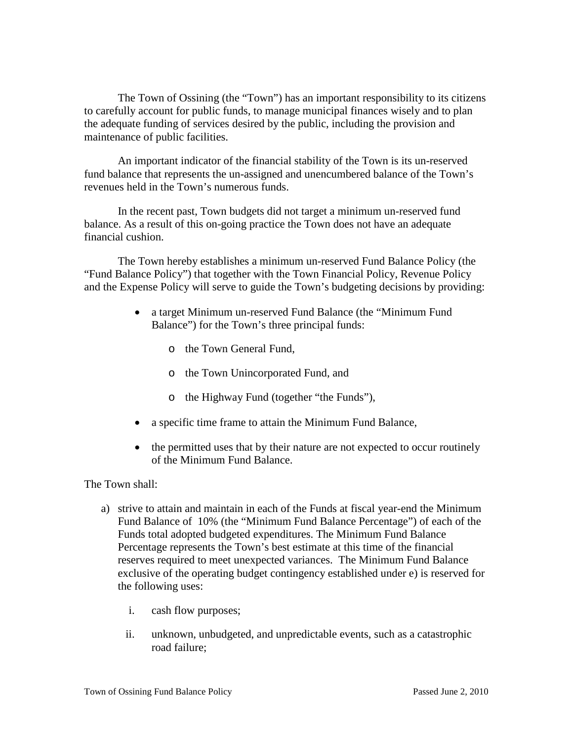The Town of Ossining (the "Town") has an important responsibility to its citizens to carefully account for public funds, to manage municipal finances wisely and to plan the adequate funding of services desired by the public, including the provision and maintenance of public facilities.

An important indicator of the financial stability of the Town is its un-reserved fund balance that represents the un-assigned and unencumbered balance of the Town's revenues held in the Town's numerous funds.

In the recent past, Town budgets did not target a minimum un-reserved fund balance. As a result of this on-going practice the Town does not have an adequate financial cushion.

The Town hereby establishes a minimum un-reserved Fund Balance Policy (the "Fund Balance Policy") that together with the Town Financial Policy, Revenue Policy and the Expense Policy will serve to guide the Town's budgeting decisions by providing:

- a target Minimum un-reserved Fund Balance (the "Minimum Fund Balance") for the Town's three principal funds:
  - the Town General Fund,
  - the Town Unincorporated Fund, and
  - the Highway Fund (together "the Funds"),
- a specific time frame to attain the Minimum Fund Balance,
- the permitted uses that by their nature are not expected to occur routinely of the Minimum Fund Balance.

The Town shall:

a) strive to attain and maintain in each of the Funds at fiscal year-end the Minimum Fund Balance of 10% (the "Minimum Fund Balance Percentage") of each of the Funds total adopted budgeted expenditures. The Minimum Fund Balance Percentage represents the Town's best estimate at this time of the financial reserves required to meet unexpected variances. The Minimum Fund Balance exclusive of the operating budget contingency established under e) is reserved for the following uses:

   i. cash flow purposes;

   ii. unknown, unbudgeted, and unpredictable events, such as a catastrophic road failure;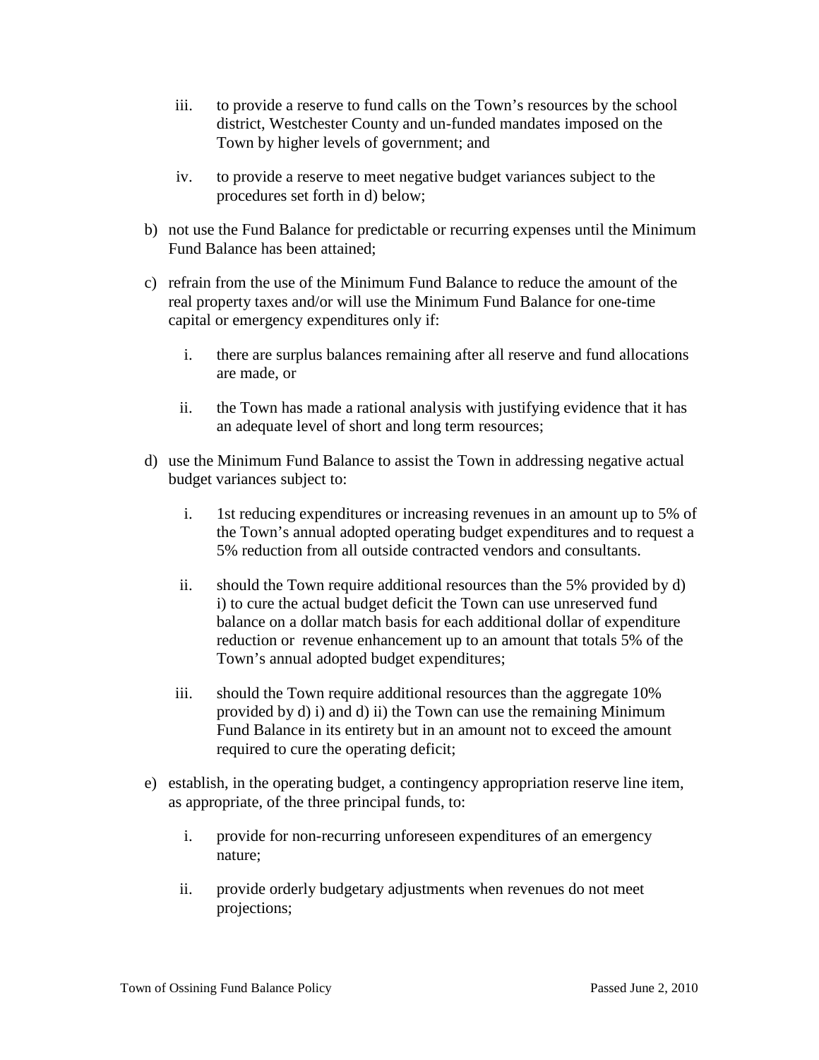iii. to provide a reserve to fund calls on the Town's resources by the school district, Westchester County and un-funded mandates imposed on the Town by higher levels of government; and

   iv. to provide a reserve to meet negative budget variances subject to the procedures set forth in d) below;

b) not use the Fund Balance for predictable or recurring expenses until the Minimum Fund Balance has been attained;

c) refrain from the use of the Minimum Fund Balance to reduce the amount of the real property taxes and/or will use the Minimum Fund Balance for one-time capital or emergency expenditures only if:

   i. there are surplus balances remaining after all reserve and fund allocations are made, or

   ii. the Town has made a rational analysis with justifying evidence that it has an adequate level of short and long term resources;

d) use the Minimum Fund Balance to assist the Town in addressing negative actual budget variances subject to:

   i. 1st reducing expenditures or increasing revenues in an amount up to 5% of the Town's annual adopted operating budget expenditures and to request a 5% reduction from all outside contracted vendors and consultants.

   ii. should the Town require additional resources than the 5% provided by d) i) to cure the actual budget deficit the Town can use unreserved fund balance on a dollar match basis for each additional dollar of expenditure reduction or revenue enhancement up to an amount that totals 5% of the Town's annual adopted budget expenditures;

   iii. should the Town require additional resources than the aggregate 10% provided by d) i) and d) ii) the Town can use the remaining Minimum Fund Balance in its entirety but in an amount not to exceed the amount required to cure the operating deficit;

e) establish, in the operating budget, a contingency appropriation reserve line item, as appropriate, of the three principal funds, to:

   i. provide for non-recurring unforeseen expenditures of an emergency nature;

   ii. provide orderly budgetary adjustments when revenues do not meet projections;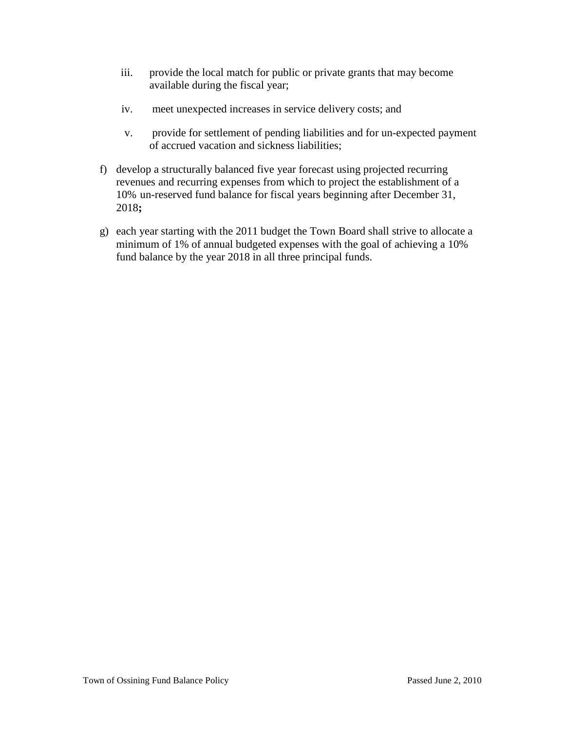iii. provide the local match for public or private grants that may become available during the fiscal year;

iv. meet unexpected increases in service delivery costs; and

v. provide for settlement of pending liabilities and for un-expected payment of accrued vacation and sickness liabilities;

f) develop a structurally balanced five year forecast using projected recurring revenues and recurring expenses from which to project the establishment of a 10% un-reserved fund balance for fiscal years beginning after December 31, 2018**;**

g) each year starting with the 2011 budget the Town Board shall strive to allocate a minimum of 1% of annual budgeted expenses with the goal of achieving a 10% fund balance by the year 2018 in all three principal funds.